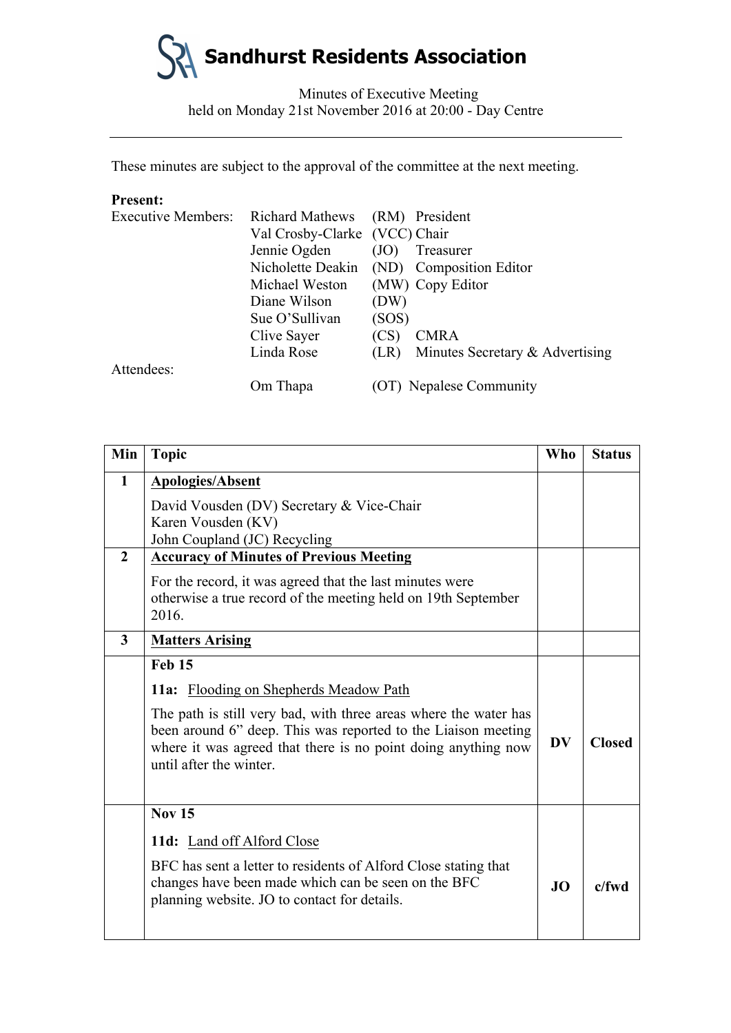# Sandhurst Residents Association

Minutes of Executive Meeting
held on Monday 21st November 2016 at 20:00 - Day Centre

---

These minutes are subject to the approval of the committee at the next meeting.

**Present:**

| | | | |
|---|---|---|---|
| Executive Members: | Richard Mathews | (RM) | President |
| | Val Crosby-Clarke | (VCC) | Chair |
| | Jennie Ogden | (JO) | Treasurer |
| | Nicholette Deakin | (ND) | Composition Editor |
| | Michael Weston | (MW) | Copy Editor |
| | Diane Wilson | (DW) | |
| | Sue O'Sullivan | (SOS) | |
| | Clive Sayer | (CS) | CMRA |
| | Linda Rose | (LR) | Minutes Secretary & Advertising |
| Attendees: | | | |
| | Om Thapa | (OT) | Nepalese Community |

| Min | Topic | Who | Status |
|---|---|---|---|
| **1** | **Apologies/Absent**<br><br>David Vousden (DV) Secretary & Vice-Chair<br>Karen Vousden (KV)<br>John Coupland (JC) Recycling | | |
| **2** | **Accuracy of Minutes of Previous Meeting**<br><br>For the record, it was agreed that the last minutes were otherwise a true record of the meeting held on 19th September 2016. | | |
| **3** | **Matters Arising** | | |
| | **Feb 15**<br><br>**11a:** Flooding on Shepherds Meadow Path<br><br>The path is still very bad, with three areas where the water has been around 6" deep. This was reported to the Liaison meeting where it was agreed that there is no point doing anything now until after the winter. | **DV** | **Closed** |
| | **Nov 15**<br><br>**11d:** Land off Alford Close<br><br>BFC has sent a letter to residents of Alford Close stating that changes have been made which can be seen on the BFC planning website. JO to contact for details. | **JO** | **c/fwd** |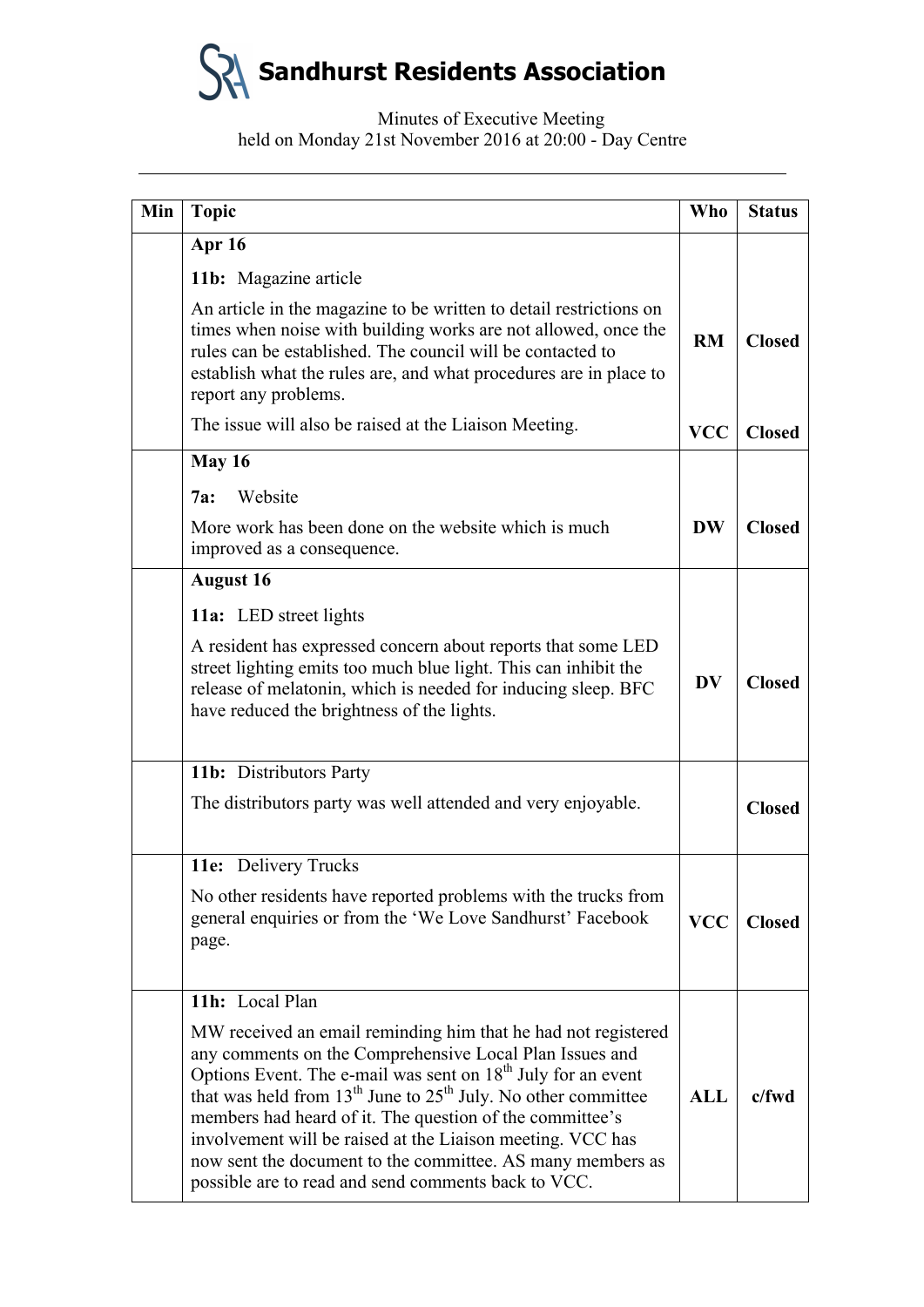# Sandhurst Residents Association

Minutes of Executive Meeting
held on Monday 21st November 2016 at 20:00 - Day Centre

| Min | Topic | Who | Status |
|---|---|---|---|
| | **Apr 16**<br><br>**11b:** Magazine article<br><br>An article in the magazine to be written to detail restrictions on times when noise with building works are not allowed, once the rules can be established. The council will be contacted to establish what the rules are, and what procedures are in place to report any problems.<br><br>The issue will also be raised at the Liaison Meeting. | **RM**<br><br>**VCC** | **Closed**<br><br>**Closed** |
| | **May 16**<br><br>**7a:** Website<br><br>More work has been done on the website which is much improved as a consequence. | **DW** | **Closed** |
| | **August 16**<br><br>**11a:** LED street lights<br><br>A resident has expressed concern about reports that some LED street lighting emits too much blue light. This can inhibit the release of melatonin, which is needed for inducing sleep. BFC have reduced the brightness of the lights. | **DV** | **Closed** |
| | **11b:** Distributors Party<br><br>The distributors party was well attended and very enjoyable. | | **Closed** |
| | **11e:** Delivery Trucks<br><br>No other residents have reported problems with the trucks from general enquiries or from the 'We Love Sandhurst' Facebook page. | **VCC** | **Closed** |
| | **11h:** Local Plan<br><br>MW received an email reminding him that he had not registered any comments on the Comprehensive Local Plan Issues and Options Event. The e-mail was sent on 18th July for an event that was held from 13th June to 25th July. No other committee members had heard of it. The question of the committee's involvement will be raised at the Liaison meeting. VCC has now sent the document to the committee. AS many members as possible are to read and send comments back to VCC. | **ALL** | **c/fwd** |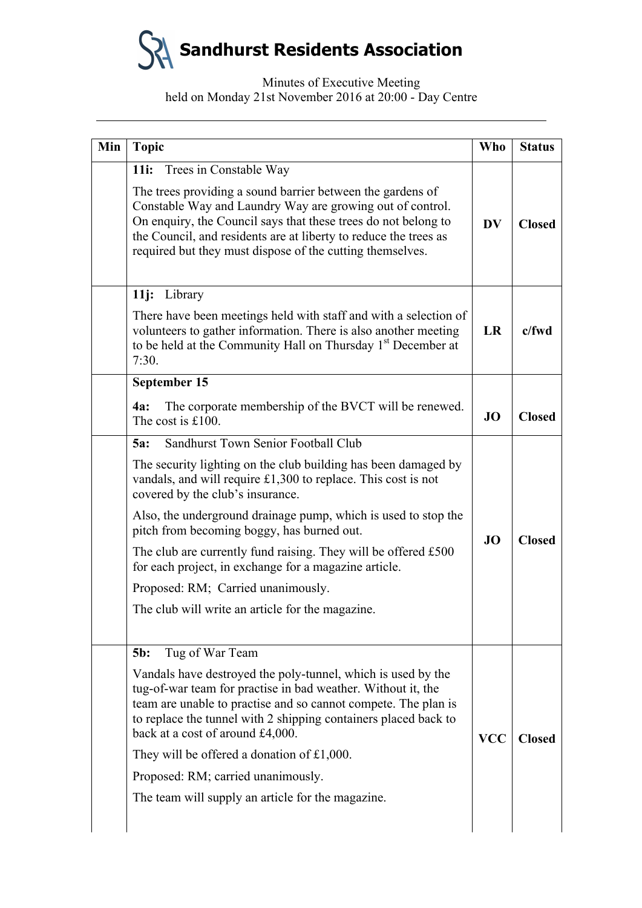# Sandhurst Residents Association

Minutes of Executive Meeting
held on Monday 21st November 2016 at 20:00 - Day Centre

---

| Min | Topic | Who | Status |
|---|---|---|---|
| | **11i:** Trees in Constable Way<br><br>The trees providing a sound barrier between the gardens of Constable Way and Laundry Way are growing out of control. On enquiry, the Council says that these trees do not belong to the Council, and residents are at liberty to reduce the trees as required but they must dispose of the cutting themselves. | **DV** | **Closed** |
| | **11j:** Library<br><br>There have been meetings held with staff and with a selection of volunteers to gather information. There is also another meeting to be held at the Community Hall on Thursday 1st December at 7:30. | **LR** | **c/fwd** |
| | **September 15**<br><br>**4a:** The corporate membership of the BVCT will be renewed. The cost is £100. | **JO** | **Closed** |
| | **5a:** Sandhurst Town Senior Football Club<br><br>The security lighting on the club building has been damaged by vandals, and will require £1,300 to replace. This cost is not covered by the club's insurance.<br><br>Also, the underground drainage pump, which is used to stop the pitch from becoming boggy, has burned out.<br><br>The club are currently fund raising. They will be offered £500 for each project, in exchange for a magazine article.<br><br>Proposed: RM; Carried unanimously.<br><br>The club will write an article for the magazine. | **JO** | **Closed** |
| | **5b:** Tug of War Team<br><br>Vandals have destroyed the poly-tunnel, which is used by the tug-of-war team for practise in bad weather. Without it, the team are unable to practise and so cannot compete. The plan is to replace the tunnel with 2 shipping containers placed back to back at a cost of around £4,000.<br><br>They will be offered a donation of £1,000.<br><br>Proposed: RM; carried unanimously.<br><br>The team will supply an article for the magazine. | **VCC** | **Closed** |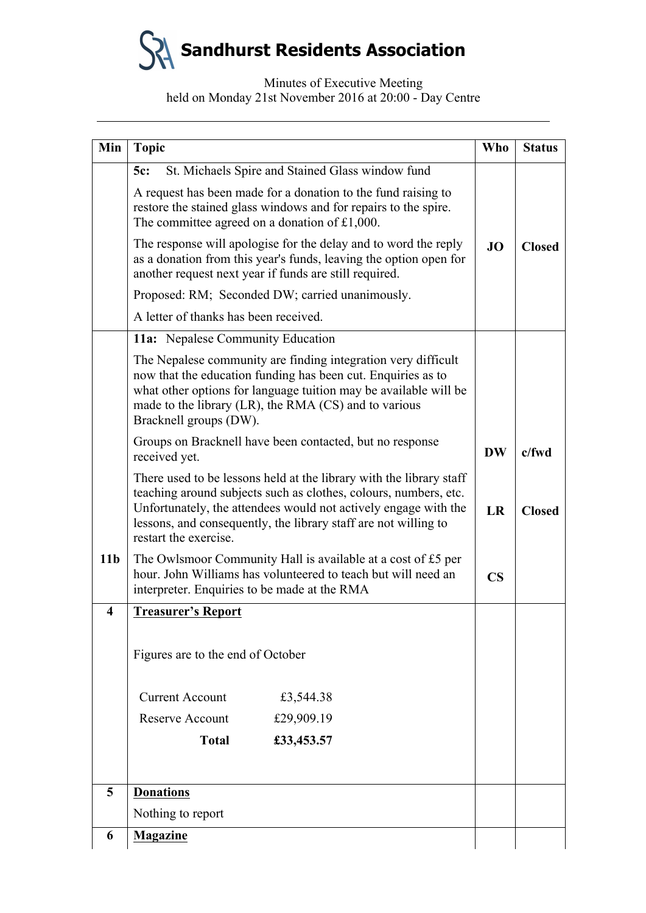# Sandhurst Residents Association

Minutes of Executive Meeting
held on Monday 21st November 2016 at 20:00 - Day Centre

| Min | Topic | Who | Status |
|---|---|---|---|
| | **5c:** St. Michaels Spire and Stained Glass window fund | | |
| | A request has been made for a donation to the fund raising to restore the stained glass windows and for repairs to the spire. The committee agreed on a donation of £1,000. | | |
| | The response will apologise for the delay and to word the reply as a donation from this year's funds, leaving the option open for another request next year if funds are still required. | **JO** | **Closed** |
| | Proposed: RM; Seconded DW; carried unanimously. | | |
| | A letter of thanks has been received. | | |
| | **11a:** Nepalese Community Education | | |
| | The Nepalese community are finding integration very difficult now that the education funding has been cut. Enquiries as to what other options for language tuition may be available will be made to the library (LR), the RMA (CS) and to various Bracknell groups (DW). | | |
| | Groups on Bracknell have been contacted, but no response received yet. | **DW** | **c/fwd** |
| | There used to be lessons held at the library with the library staff teaching around subjects such as clothes, colours, numbers, etc. Unfortunately, the attendees would not actively engage with the lessons, and consequently, the library staff are not willing to restart the exercise. | **LR** | **Closed** |
| **11b** | The Owlsmoor Community Hall is available at a cost of £5 per hour. John Williams has volunteered to teach but will need an interpreter. Enquiries to be made at the RMA | **CS** | |
| **4** | **Treasurer's Report** | | |
| | Figures are to the end of October | | |
| | Current Account £3,544.38 | | |
| | Reserve Account £29,909.19 | | |
| | **Total** **£33,453.57** | | |
| **5** | **Donations** | | |
| | Nothing to report | | |
| **6** | **Magazine** | | |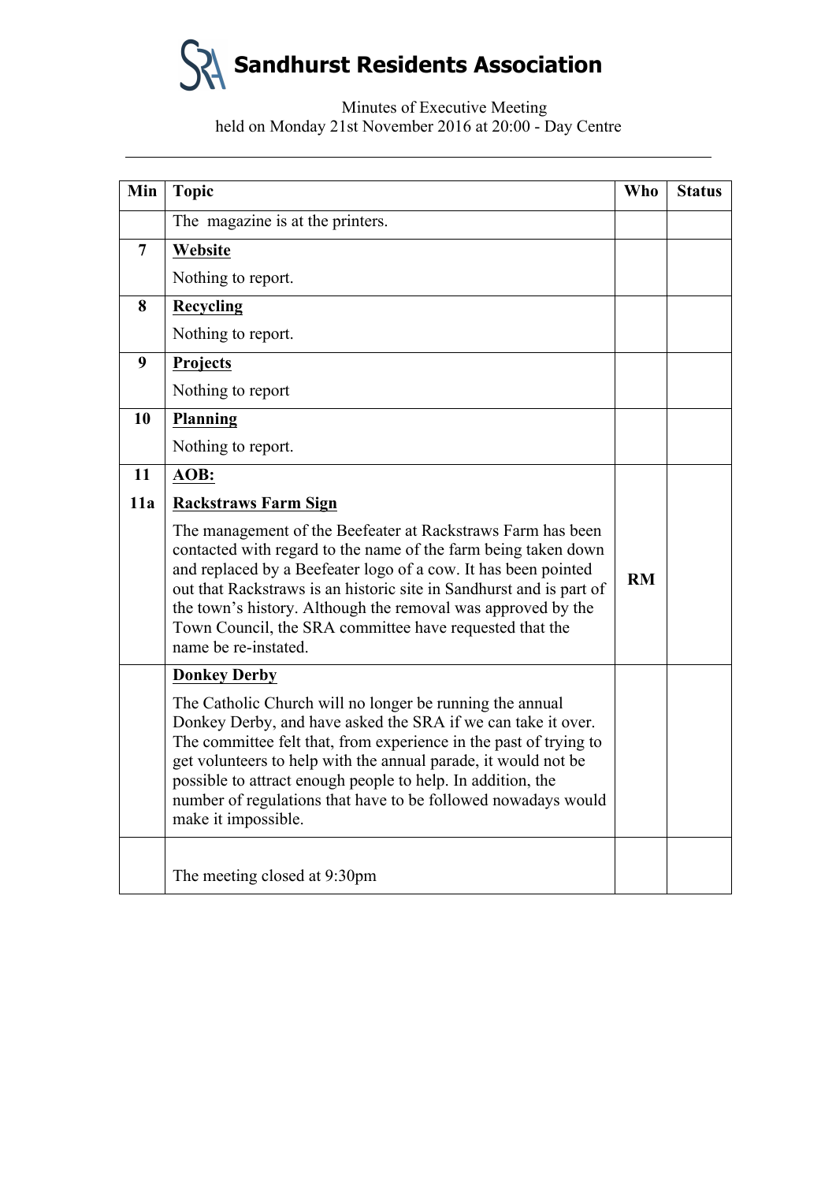# Sandhurst Residents Association

Minutes of Executive Meeting
held on Monday 21st November 2016 at 20:00 - Day Centre

---

| Min | Topic | Who | Status |
|---|---|---|---|
| | The magazine is at the printers. | | |
| **7** | **Website**<br><br>Nothing to report. | | |
| **8** | **Recycling**<br><br>Nothing to report. | | |
| **9** | **Projects**<br><br>Nothing to report | | |
| **10** | **Planning**<br><br>Nothing to report. | | |
| **11**<br><br>**11a** | **AOB:**<br><br>**Rackstraws Farm Sign**<br><br>The management of the Beefeater at Rackstraws Farm has been contacted with regard to the name of the farm being taken down and replaced by a Beefeater logo of a cow. It has been pointed out that Rackstraws is an historic site in Sandhurst and is part of the town's history. Although the removal was approved by the Town Council, the SRA committee have requested that the name be re-instated. | **RM** | |
| | **Donkey Derby**<br><br>The Catholic Church will no longer be running the annual Donkey Derby, and have asked the SRA if we can take it over. The committee felt that, from experience in the past of trying to get volunteers to help with the annual parade, it would not be possible to attract enough people to help. In addition, the number of regulations that have to be followed nowadays would make it impossible. | | |
| | The meeting closed at 9:30pm | | |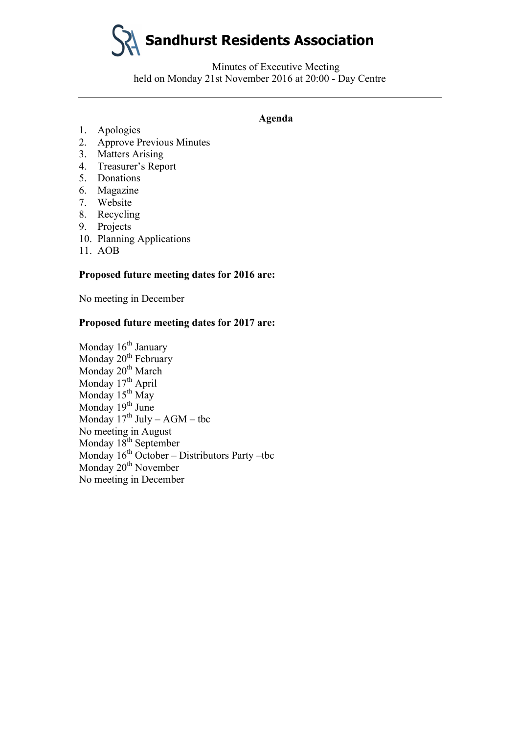# Sandhurst Residents Association

Minutes of Executive Meeting
held on Monday 21st November 2016 at 20:00 - Day Centre

---

**Agenda**

1. Apologies
2. Approve Previous Minutes
3. Matters Arising
4. Treasurer's Report
5. Donations
6. Magazine
7. Website
8. Recycling
9. Projects
10. Planning Applications
11. AOB

**Proposed future meeting dates for 2016 are:**

No meeting in December

**Proposed future meeting dates for 2017 are:**

Monday 16th January
Monday 20th February
Monday 20th March
Monday 17th April
Monday 15th May
Monday 19th June
Monday 17th July – AGM – tbc
No meeting in August
Monday 18th September
Monday 16th October – Distributors Party –tbc
Monday 20th November
No meeting in December